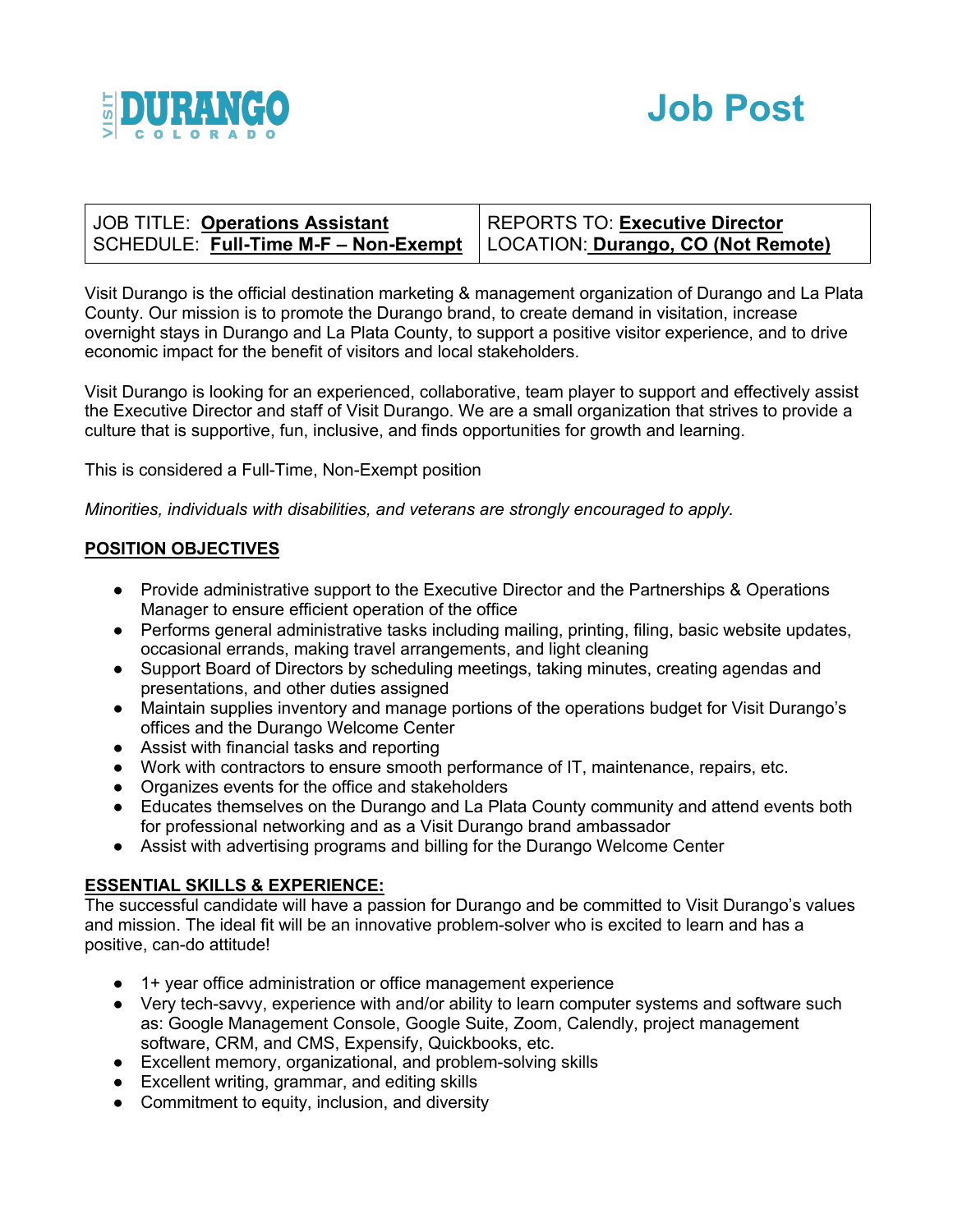VISIT DURANGO COLORADO

# Job Post

| JOB TITLE: **Operations Assistant** | REPORTS TO: **Executive Director** |
|---|---|
| SCHEDULE: **Full-Time M-F – Non-Exempt** | LOCATION: **Durango, CO (Not Remote)** |

Visit Durango is the official destination marketing & management organization of Durango and La Plata County. Our mission is to promote the Durango brand, to create demand in visitation, increase overnight stays in Durango and La Plata County, to support a positive visitor experience, and to drive economic impact for the benefit of visitors and local stakeholders.

Visit Durango is looking for an experienced, collaborative, team player to support and effectively assist the Executive Director and staff of Visit Durango. We are a small organization that strives to provide a culture that is supportive, fun, inclusive, and finds opportunities for growth and learning.

This is considered a Full-Time, Non-Exempt position

*Minorities, individuals with disabilities, and veterans are strongly encouraged to apply.*

## POSITION OBJECTIVES

- Provide administrative support to the Executive Director and the Partnerships & Operations Manager to ensure efficient operation of the office
- Performs general administrative tasks including mailing, printing, filing, basic website updates, occasional errands, making travel arrangements, and light cleaning
- Support Board of Directors by scheduling meetings, taking minutes, creating agendas and presentations, and other duties assigned
- Maintain supplies inventory and manage portions of the operations budget for Visit Durango's offices and the Durango Welcome Center
- Assist with financial tasks and reporting
- Work with contractors to ensure smooth performance of IT, maintenance, repairs, etc.
- Organizes events for the office and stakeholders
- Educates themselves on the Durango and La Plata County community and attend events both for professional networking and as a Visit Durango brand ambassador
- Assist with advertising programs and billing for the Durango Welcome Center

## ESSENTIAL SKILLS & EXPERIENCE:

The successful candidate will have a passion for Durango and be committed to Visit Durango's values and mission. The ideal fit will be an innovative problem-solver who is excited to learn and has a positive, can-do attitude!

- 1+ year office administration or office management experience
- Very tech-savvy, experience with and/or ability to learn computer systems and software such as: Google Management Console, Google Suite, Zoom, Calendly, project management software, CRM, and CMS, Expensify, Quickbooks, etc.
- Excellent memory, organizational, and problem-solving skills
- Excellent writing, grammar, and editing skills
- Commitment to equity, inclusion, and diversity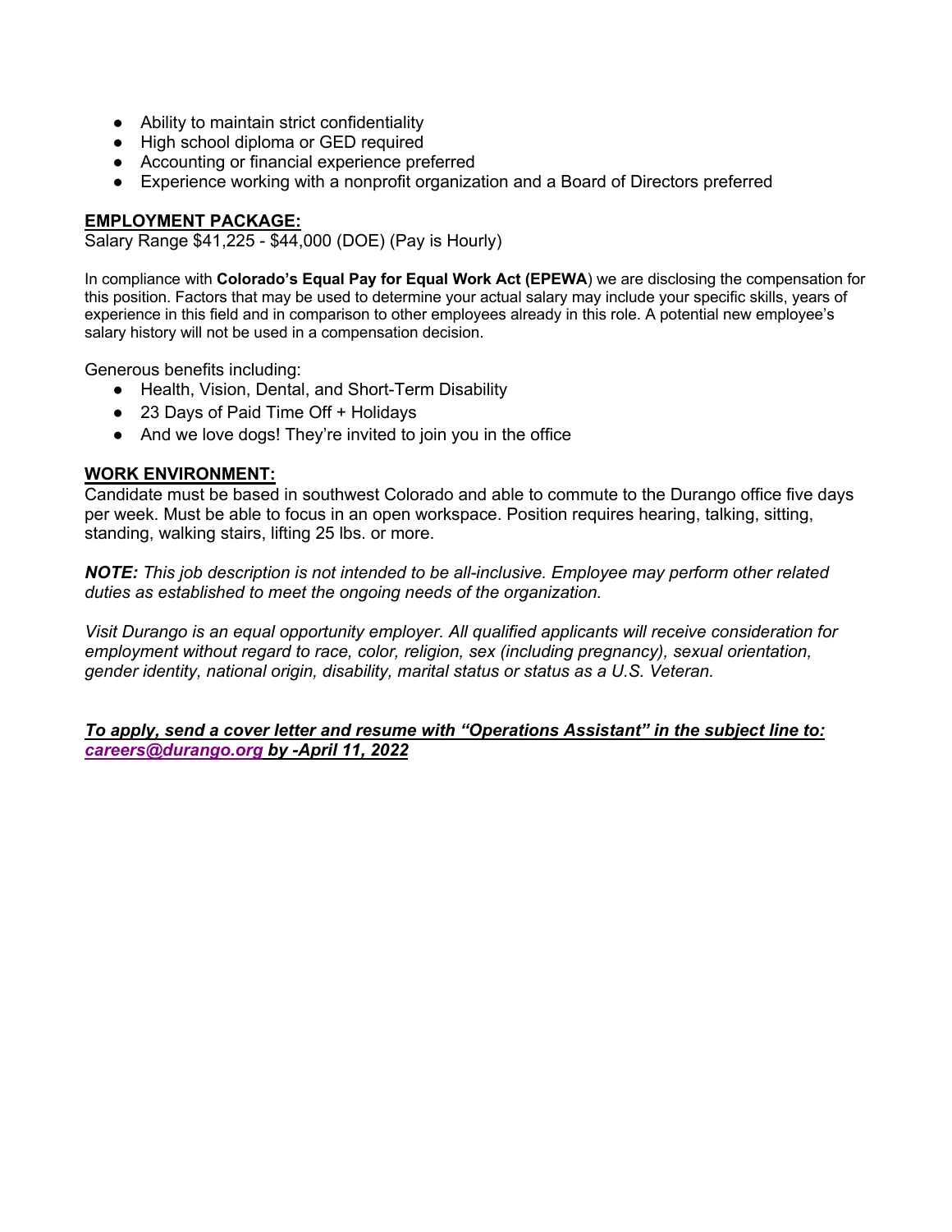- Ability to maintain strict confidentiality
- High school diploma or GED required
- Accounting or financial experience preferred
- Experience working with a nonprofit organization and a Board of Directors preferred

## EMPLOYMENT PACKAGE:

Salary Range $41,225 - $44,000 (DOE) (Pay is Hourly)

In compliance with **Colorado's Equal Pay for Equal Work Act (EPEWA**) we are disclosing the compensation for this position. Factors that may be used to determine your actual salary may include your specific skills, years of experience in this field and in comparison to other employees already in this role. A potential new employee's salary history will not be used in a compensation decision.

Generous benefits including:

- Health, Vision, Dental, and Short-Term Disability
- 23 Days of Paid Time Off + Holidays
- And we love dogs! They're invited to join you in the office

## WORK ENVIRONMENT:

Candidate must be based in southwest Colorado and able to commute to the Durango office five days per week. Must be able to focus in an open workspace. Position requires hearing, talking, sitting, standing, walking stairs, lifting 25 lbs. or more.

***NOTE:*** *This job description is not intended to be all-inclusive. Employee may perform other related duties as established to meet the ongoing needs of the organization.*

*Visit Durango is an equal opportunity employer. All qualified applicants will receive consideration for employment without regard to race, color, religion, sex (including pregnancy), sexual orientation, gender identity, national origin, disability, marital status or status as a U.S. Veteran.*

***To apply, send a cover letter and resume with "Operations Assistant" in the subject line to: careers@durango.org by -April 11, 2022***